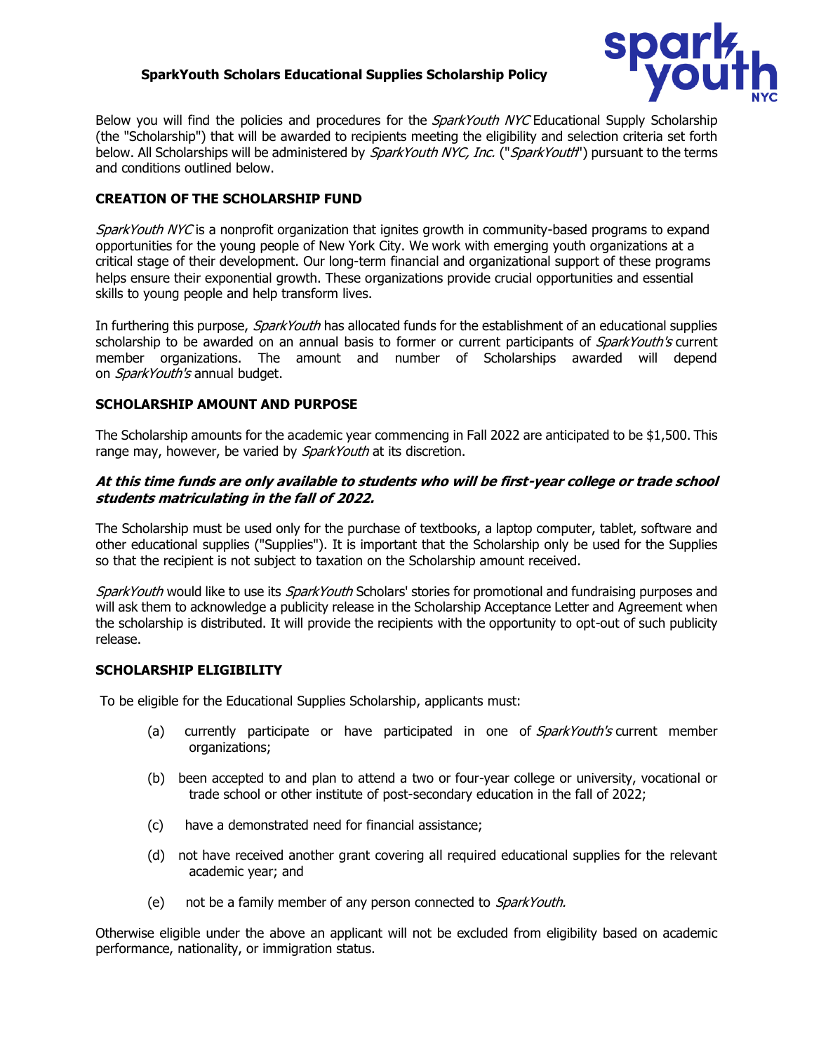# SparkYouth Scholars Educational Supplies Scholarship Policy

Below you will find the policies and procedures for the *SparkYouth NYC* Educational Supply Scholarship (the "Scholarship") that will be awarded to recipients meeting the eligibility and selection criteria set forth below. All Scholarships will be administered by *SparkYouth NYC, Inc.* ("*SparkYouth*") pursuant to the terms and conditions outlined below.

## CREATION OF THE SCHOLARSHIP FUND

*SparkYouth NYC* is a nonprofit organization that ignites growth in community-based programs to expand opportunities for the young people of New York City. We work with emerging youth organizations at a critical stage of their development. Our long-term financial and organizational support of these programs helps ensure their exponential growth. These organizations provide crucial opportunities and essential skills to young people and help transform lives.

In furthering this purpose, *SparkYouth* has allocated funds for the establishment of an educational supplies scholarship to be awarded on an annual basis to former or current participants of *SparkYouth's* current member organizations. The amount and number of Scholarships awarded will depend on *SparkYouth's* annual budget.

## SCHOLARSHIP AMOUNT AND PURPOSE

The Scholarship amounts for the academic year commencing in Fall 2022 are anticipated to be $1,500. This range may, however, be varied by *SparkYouth* at its discretion.

***At this time funds are only available to students who will be first-year college or trade school students matriculating in the fall of 2022.***

The Scholarship must be used only for the purchase of textbooks, a laptop computer, tablet, software and other educational supplies ("Supplies"). It is important that the Scholarship only be used for the Supplies so that the recipient is not subject to taxation on the Scholarship amount received.

*SparkYouth* would like to use its *SparkYouth* Scholars' stories for promotional and fundraising purposes and will ask them to acknowledge a publicity release in the Scholarship Acceptance Letter and Agreement when the scholarship is distributed. It will provide the recipients with the opportunity to opt-out of such publicity release.

## SCHOLARSHIP ELIGIBILITY

To be eligible for the Educational Supplies Scholarship, applicants must:

(a) currently participate or have participated in one of *SparkYouth's* current member organizations;

(b) been accepted to and plan to attend a two or four-year college or university, vocational or trade school or other institute of post-secondary education in the fall of 2022;

(c) have a demonstrated need for financial assistance;

(d) not have received another grant covering all required educational supplies for the relevant academic year; and

(e) not be a family member of any person connected to *SparkYouth.*

Otherwise eligible under the above an applicant will not be excluded from eligibility based on academic performance, nationality, or immigration status.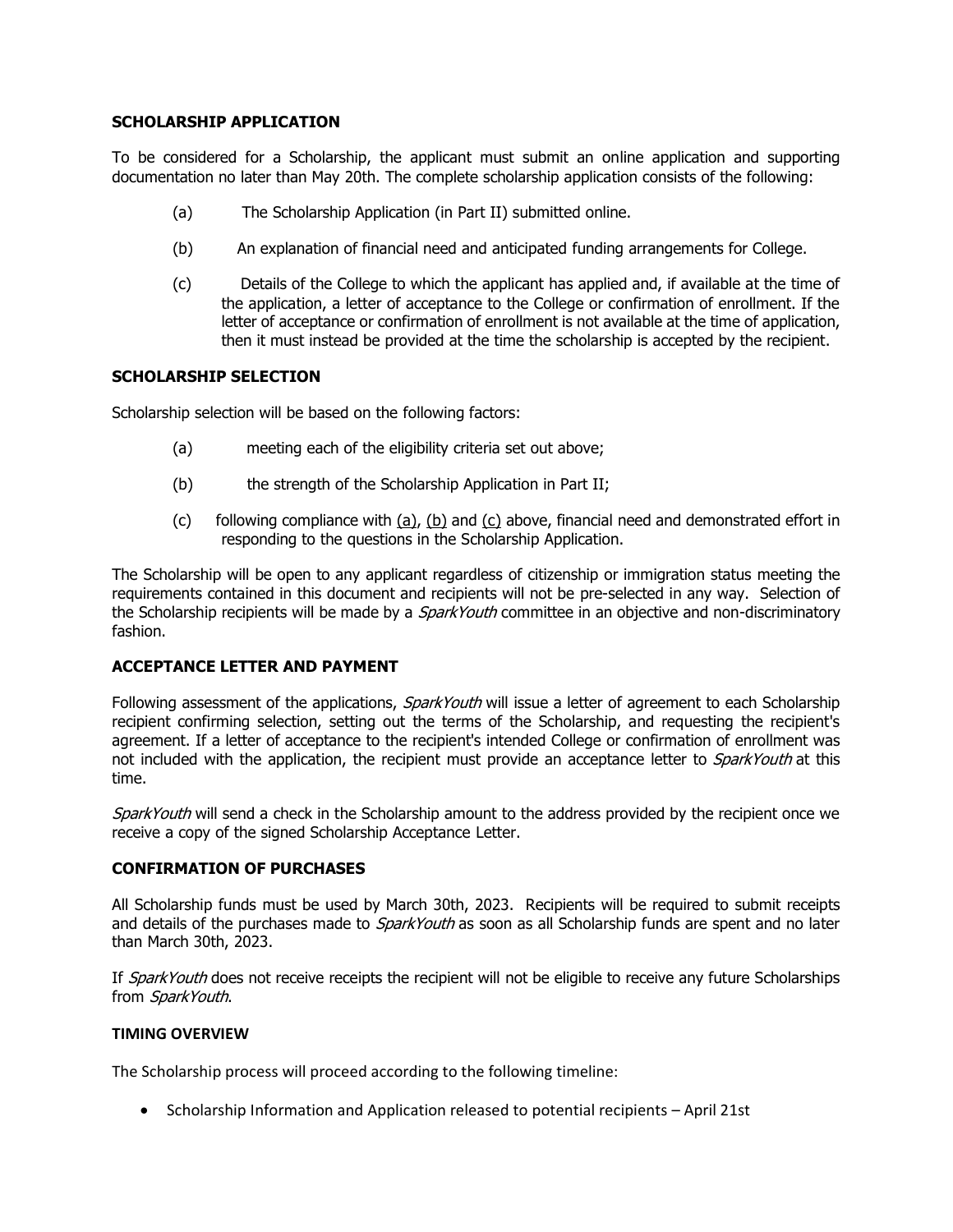## SCHOLARSHIP APPLICATION

To be considered for a Scholarship, the applicant must submit an online application and supporting documentation no later than May 20th. The complete scholarship application consists of the following:

(a) The Scholarship Application (in Part II) submitted online.

(b) An explanation of financial need and anticipated funding arrangements for College.

(c) Details of the College to which the applicant has applied and, if available at the time of the application, a letter of acceptance to the College or confirmation of enrollment. If the letter of acceptance or confirmation of enrollment is not available at the time of application, then it must instead be provided at the time the scholarship is accepted by the recipient.

## SCHOLARSHIP SELECTION

Scholarship selection will be based on the following factors:

(a) meeting each of the eligibility criteria set out above;

(b) the strength of the Scholarship Application in Part II;

(c) following compliance with (a), (b) and (c) above, financial need and demonstrated effort in responding to the questions in the Scholarship Application.

The Scholarship will be open to any applicant regardless of citizenship or immigration status meeting the requirements contained in this document and recipients will not be pre-selected in any way. Selection of the Scholarship recipients will be made by a *SparkYouth* committee in an objective and non-discriminatory fashion.

## ACCEPTANCE LETTER AND PAYMENT

Following assessment of the applications, *SparkYouth* will issue a letter of agreement to each Scholarship recipient confirming selection, setting out the terms of the Scholarship, and requesting the recipient's agreement. If a letter of acceptance to the recipient's intended College or confirmation of enrollment was not included with the application, the recipient must provide an acceptance letter to *SparkYouth* at this time.

*SparkYouth* will send a check in the Scholarship amount to the address provided by the recipient once we receive a copy of the signed Scholarship Acceptance Letter.

## CONFIRMATION OF PURCHASES

All Scholarship funds must be used by March 30th, 2023. Recipients will be required to submit receipts and details of the purchases made to *SparkYouth* as soon as all Scholarship funds are spent and no later than March 30th, 2023.

If *SparkYouth* does not receive receipts the recipient will not be eligible to receive any future Scholarships from *SparkYouth*.

## TIMING OVERVIEW

The Scholarship process will proceed according to the following timeline:

- Scholarship Information and Application released to potential recipients – April 21st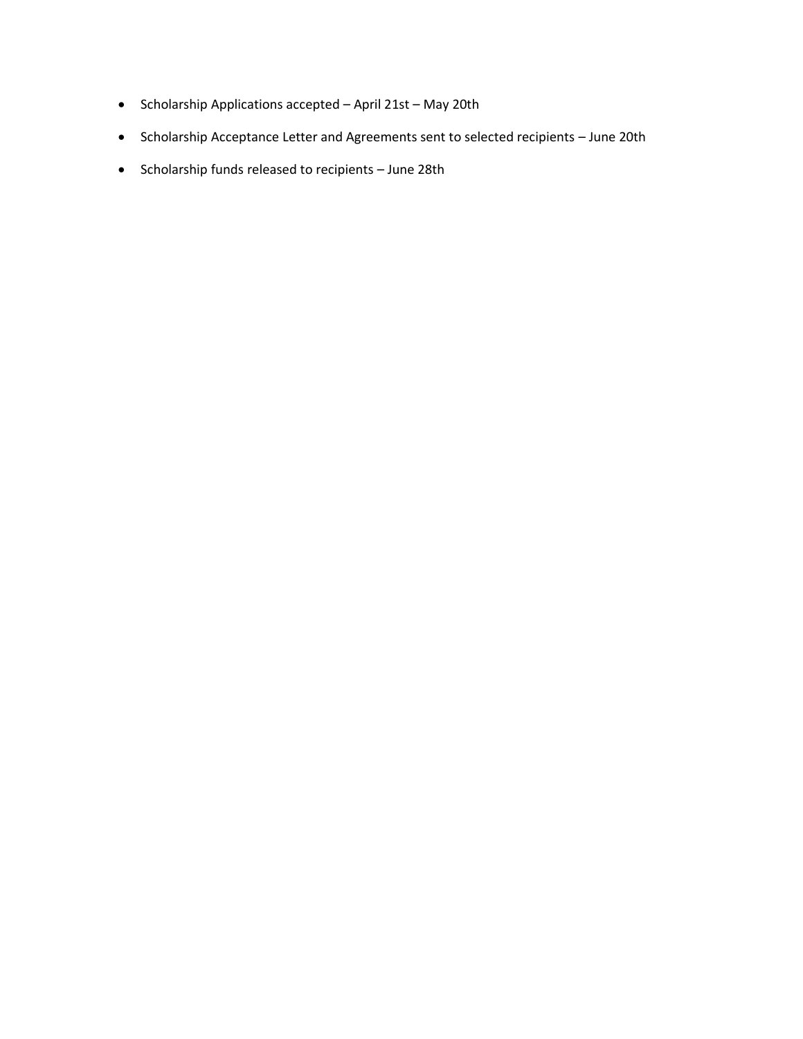- Scholarship Applications accepted – April 21st – May 20th
- Scholarship Acceptance Letter and Agreements sent to selected recipients – June 20th
- Scholarship funds released to recipients – June 28th